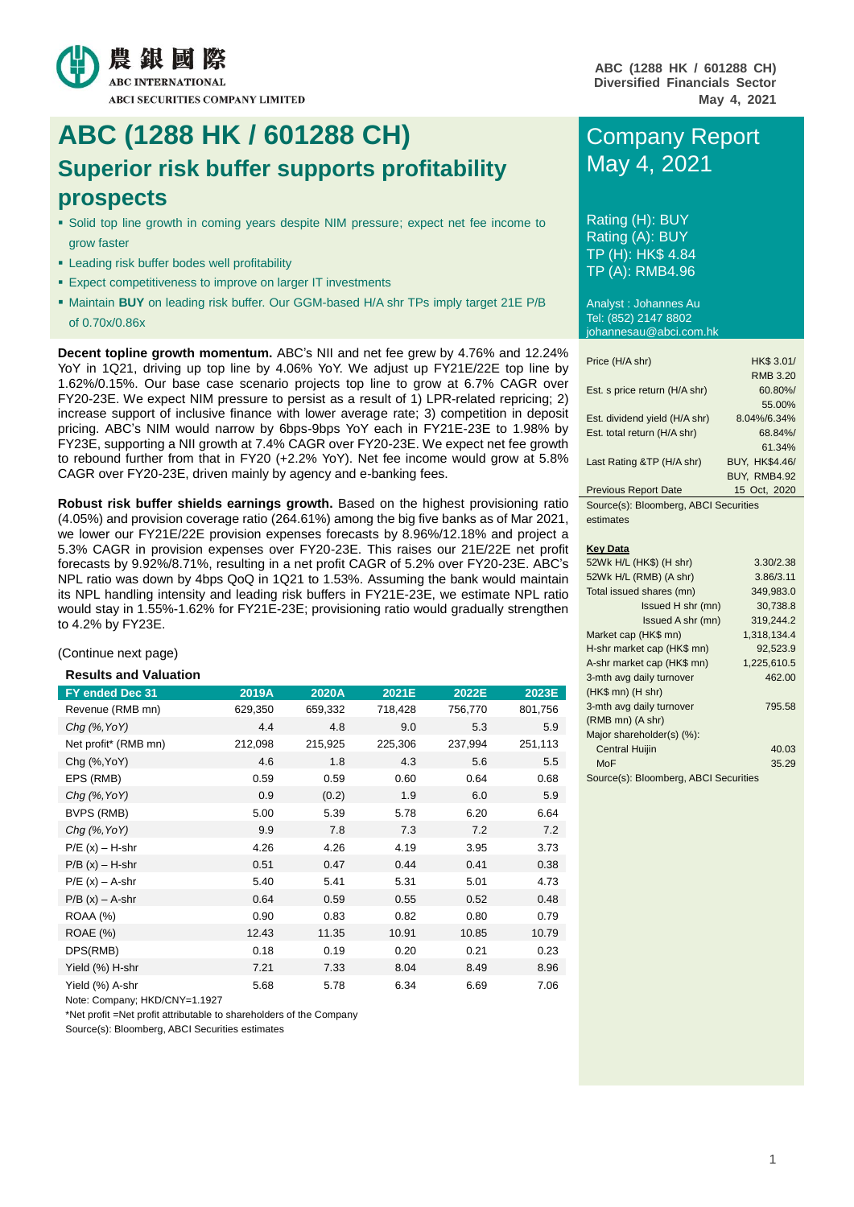農銀國際
ABC INTERNATIONAL
ABCI SECURITIES COMPANY LIMITED

ABC (1288 HK / 601288 CH)
Diversified Financials Sector
May 4, 2021

# ABC (1288 HK / 601288 CH)

## Superior risk buffer supports profitability prospects

- Solid top line growth in coming years despite NIM pressure; expect net fee income to grow faster
- Leading risk buffer bodes well profitability
- Expect competitiveness to improve on larger IT investments
- Maintain **BUY** on leading risk buffer. Our GGM-based H/A shr TPs imply target 21E P/B of 0.70x/0.86x

**Decent topline growth momentum.** ABC's NII and net fee grew by 4.76% and 12.24% YoY in 1Q21, driving up top line by 4.06% YoY. We adjust up FY21E/22E top line by 1.62%/0.15%. Our base case scenario projects top line to grow at 6.7% CAGR over FY20-23E. We expect NIM pressure to persist as a result of 1) LPR-related repricing; 2) increase support of inclusive finance with lower average rate; 3) competition in deposit pricing. ABC's NIM would narrow by 6bps-9bps YoY each in FY21E-23E to 1.98% by FY23E, supporting a NII growth at 7.4% CAGR over FY20-23E. We expect net fee growth to rebound further from that in FY20 (+2.2% YoY). Net fee income would grow at 5.8% CAGR over FY20-23E, driven mainly by agency and e-banking fees.

**Robust risk buffer shields earnings growth.** Based on the highest provisioning ratio (4.05%) and provision coverage ratio (264.61%) among the big five banks as of Mar 2021, we lower our FY21E/22E provision expenses forecasts by 8.96%/12.18% and project a 5.3% CAGR in provision expenses over FY20-23E. This raises our 21E/22E net profit forecasts by 9.92%/8.71%, resulting in a net profit CAGR of 5.2% over FY20-23E. ABC's NPL ratio was down by 4bps QoQ in 1Q21 to 1.53%. Assuming the bank would maintain its NPL handling intensity and leading risk buffers in FY21E-23E, we estimate NPL ratio would stay in 1.55%-1.62% for FY21E-23E; provisioning ratio would gradually strengthen to 4.2% by FY23E.

(Continue next page)

**Results and Valuation**

| FY ended Dec 31 | 2019A | 2020A | 2021E | 2022E | 2023E |
|---|---|---|---|---|---|
| Revenue (RMB mn) | 629,350 | 659,332 | 718,428 | 756,770 | 801,756 |
| *Chg (%,YoY)* | 4.4 | 4.8 | 9.0 | 5.3 | 5.9 |
| Net profit* (RMB mn) | 212,098 | 215,925 | 225,306 | 237,994 | 251,113 |
| Chg (%,YoY) | 4.6 | 1.8 | 4.3 | 5.6 | 5.5 |
| EPS (RMB) | 0.59 | 0.59 | 0.60 | 0.64 | 0.68 |
| *Chg (%,YoY)* | 0.9 | (0.2) | 1.9 | 6.0 | 5.9 |
| BVPS (RMB) | 5.00 | 5.39 | 5.78 | 6.20 | 6.64 |
| *Chg (%,YoY)* | 9.9 | 7.8 | 7.3 | 7.2 | 7.2 |
| P/E (x) – H-shr | 4.26 | 4.26 | 4.19 | 3.95 | 3.73 |
| P/B (x) – H-shr | 0.51 | 0.47 | 0.44 | 0.41 | 0.38 |
| P/E (x) – A-shr | 5.40 | 5.41 | 5.31 | 5.01 | 4.73 |
| P/B (x) – A-shr | 0.64 | 0.59 | 0.55 | 0.52 | 0.48 |
| ROAA (%) | 0.90 | 0.83 | 0.82 | 0.80 | 0.79 |
| ROAE (%) | 12.43 | 11.35 | 10.91 | 10.85 | 10.79 |
| DPS(RMB) | 0.18 | 0.19 | 0.20 | 0.21 | 0.23 |
| Yield (%) H-shr | 7.21 | 7.33 | 8.04 | 8.49 | 8.96 |
| Yield (%) A-shr | 5.68 | 5.78 | 6.34 | 6.69 | 7.06 |

Note: Company; HKD/CNY=1.1927

*Net profit =Net profit attributable to shareholders of the Company

Source(s): Bloomberg, ABCI Securities estimates

## Company Report
May 4, 2021

Rating (H): BUY
Rating (A): BUY
TP (H): HK$ 4.84
TP (A): RMB4.96

Analyst : Johannes Au
Tel: (852) 2147 8802
johannesau@abci.com.hk

| | |
|---|---|
| Price (H/A shr) | HK$ 3.01/ RMB 3.20 |
| Est. s price return (H/A shr) | 60.80%/ 55.00% |
| Est. dividend yield (H/A shr) | 8.04%/6.34% |
| Est. total return (H/A shr) | 68.84%/ 61.34% |
| Last Rating &TP (H/A shr) | BUY, HK$4.46/ BUY, RMB4.92 |
| Previous Report Date | 15 Oct, 2020 |

Source(s): Bloomberg, ABCI Securities estimates

**Key Data**

| | |
|---|---|
| 52Wk H/L (HK$) (H shr) | 3.30/2.38 |
| 52Wk H/L (RMB) (A shr) | 3.86/3.11 |
| Total issued shares (mn) | 349,983.0 |
| Issued H shr (mn) | 30,738.8 |
| Issued A shr (mn) | 319,244.2 |
| Market cap (HK$ mn) | 1,318,134.4 |
| H-shr market cap (HK$ mn) | 92,523.9 |
| A-shr market cap (HK$ mn) | 1,225,610.5 |
| 3-mth avg daily turnover (HK$ mn) (H shr) | 462.00 |
| 3-mth avg daily turnover (RMB mn) (A shr) | 795.58 |
| Major shareholder(s) (%): | |
| Central Huijin | 40.03 |
| MoF | 35.29 |

Source(s): Bloomberg, ABCI Securities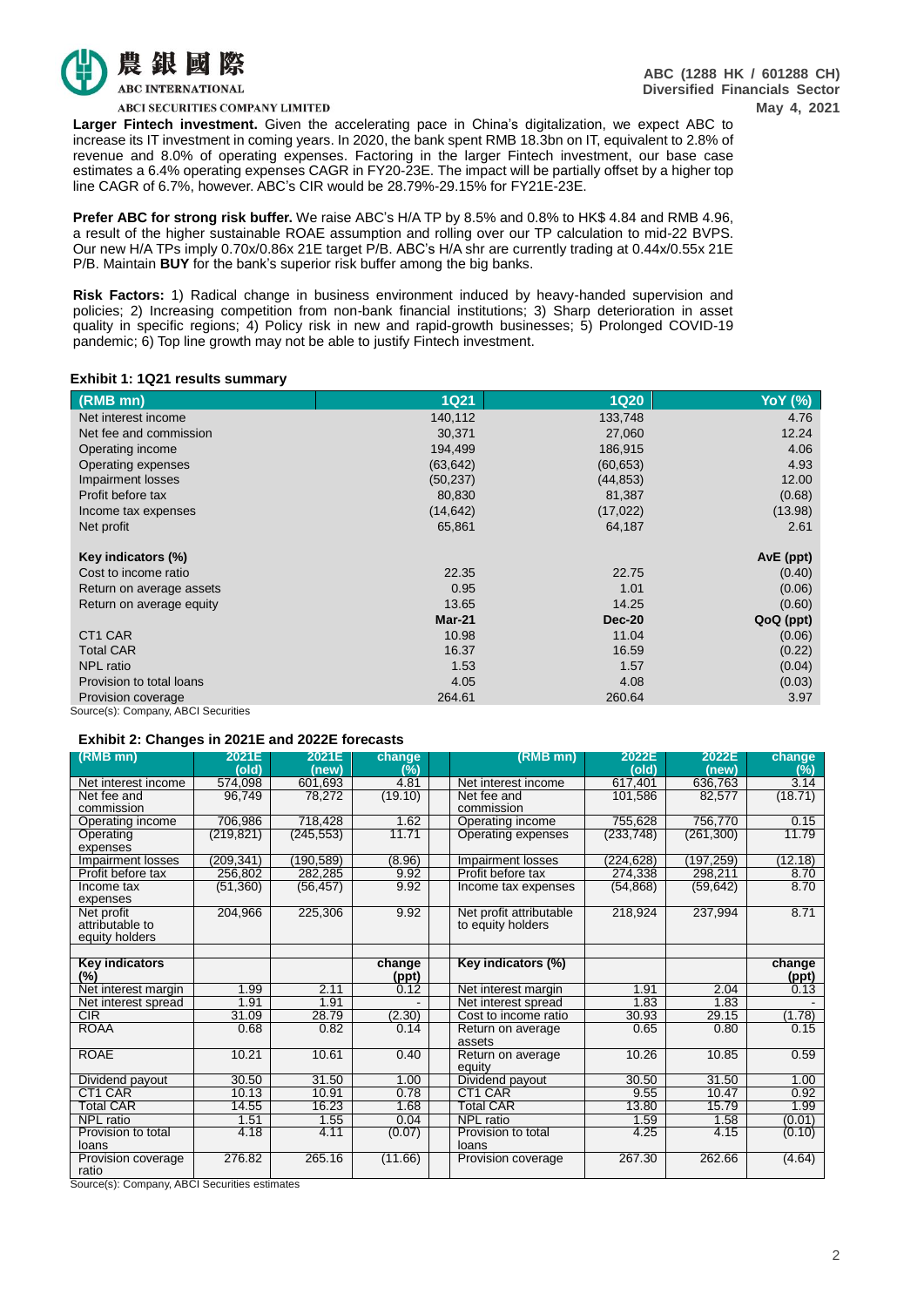**Larger Fintech investment.** Given the accelerating pace in China's digitalization, we expect ABC to increase its IT investment in coming years. In 2020, the bank spent RMB 18.3bn on IT, equivalent to 2.8% of revenue and 8.0% of operating expenses. Factoring in the larger Fintech investment, our base case estimates a 6.4% operating expenses CAGR in FY20-23E. The impact will be partially offset by a higher top line CAGR of 6.7%, however. ABC's CIR would be 28.79%-29.15% for FY21E-23E.

**Prefer ABC for strong risk buffer.** We raise ABC's H/A TP by 8.5% and 0.8% to HK$ 4.84 and RMB 4.96, a result of the higher sustainable ROAE assumption and rolling over our TP calculation to mid-22 BVPS. Our new H/A TPs imply 0.70x/0.86x 21E target P/B. ABC's H/A shr are currently trading at 0.44x/0.55x 21E P/B. Maintain **BUY** for the bank's superior risk buffer among the big banks.

**Risk Factors:** 1) Radical change in business environment induced by heavy-handed supervision and policies; 2) Increasing competition from non-bank financial institutions; 3) Sharp deterioration in asset quality in specific regions; 4) Policy risk in new and rapid-growth businesses; 5) Prolonged COVID-19 pandemic; 6) Top line growth may not be able to justify Fintech investment.

**Exhibit 1: 1Q21 results summary**

| (RMB mn) | 1Q21 | 1Q20 | YoY (%) |
|---|---|---|---|
| Net interest income | 140,112 | 133,748 | 4.76 |
| Net fee and commission | 30,371 | 27,060 | 12.24 |
| Operating income | 194,499 | 186,915 | 4.06 |
| Operating expenses | (63,642) | (60,653) | 4.93 |
| Impairment losses | (50,237) | (44,853) | 12.00 |
| Profit before tax | 80,830 | 81,387 | (0.68) |
| Income tax expenses | (14,642) | (17,022) | (13.98) |
| Net profit | 65,861 | 64,187 | 2.61 |
| | | | |
| **Key indicators (%)** | | | **AvE (ppt)** |
| Cost to income ratio | 22.35 | 22.75 | (0.40) |
| Return on average assets | 0.95 | 1.01 | (0.06) |
| Return on average equity | 13.65 | 14.25 | (0.60) |
| | **Mar-21** | **Dec-20** | **QoQ (ppt)** |
| CT1 CAR | 10.98 | 11.04 | (0.06) |
| Total CAR | 16.37 | 16.59 | (0.22) |
| NPL ratio | 1.53 | 1.57 | (0.04) |
| Provision to total loans | 4.05 | 4.08 | (0.03) |
| Provision coverage | 264.61 | 260.64 | 3.97 |

Source(s): Company, ABCI Securities

**Exhibit 2: Changes in 2021E and 2022E forecasts**

| (RMB mn) | 2021E (old) | 2021E (new) | change (%) | | (RMB mn) | 2022E (old) | 2022E (new) | change (%) |
|---|---|---|---|---|---|---|---|---|
| Net interest income | 574,098 | 601,693 | 4.81 | | Net interest income | 617,401 | 636,763 | 3.14 |
| Net fee and commission | 96,749 | 78,272 | (19.10) | | Net fee and commission | 101,586 | 82,577 | (18.71) |
| Operating income | 706,986 | 718,428 | 1.62 | | Operating income | 755,628 | 756,770 | 0.15 |
| Operating expenses | (219,821) | (245,553) | 11.71 | | Operating expenses | (233,748) | (261,300) | 11.79 |
| Impairment losses | (209,341) | (190,589) | (8.96) | | Impairment losses | (224,628) | (197,259) | (12.18) |
| Profit before tax | 256,802 | 282,285 | 9.92 | | Profit before tax | 274,338 | 298,211 | 8.70 |
| Income tax expenses | (51,360) | (56,457) | 9.92 | | Income tax expenses | (54,868) | (59,642) | 8.70 |
| Net profit attributable to equity holders | 204,966 | 225,306 | 9.92 | | Net profit attributable to equity holders | 218,924 | 237,994 | 8.71 |
| | | | | | | | | |
| **Key indicators (%)** | | | **change (ppt)** | | **Key indicators (%)** | | | **change (ppt)** |
| Net interest margin | 1.99 | 2.11 | 0.12 | | Net interest margin | 1.91 | 2.04 | 0.13 |
| Net interest spread | 1.91 | 1.91 | - | | Net interest spread | 1.83 | 1.83 | - |
| CIR | 31.09 | 28.79 | (2.30) | | Cost to income ratio | 30.93 | 29.15 | (1.78) |
| ROAA | 0.68 | 0.82 | 0.14 | | Return on average assets | 0.65 | 0.80 | 0.15 |
| ROAE | 10.21 | 10.61 | 0.40 | | Return on average equity | 10.26 | 10.85 | 0.59 |
| Dividend payout | 30.50 | 31.50 | 1.00 | | Dividend payout | 30.50 | 31.50 | 1.00 |
| CT1 CAR | 10.13 | 10.91 | 0.78 | | CT1 CAR | 9.55 | 10.47 | 0.92 |
| Total CAR | 14.55 | 16.23 | 1.68 | | Total CAR | 13.80 | 15.79 | 1.99 |
| NPL ratio | 1.51 | 1.55 | 0.04 | | NPL ratio | 1.59 | 1.58 | (0.01) |
| Provision to total loans | 4.18 | 4.11 | (0.07) | | Provision to total loans | 4.25 | 4.15 | (0.10) |
| Provision coverage ratio | 276.82 | 265.16 | (11.66) | | Provision coverage | 267.30 | 262.66 | (4.64) |

Source(s): Company, ABCI Securities estimates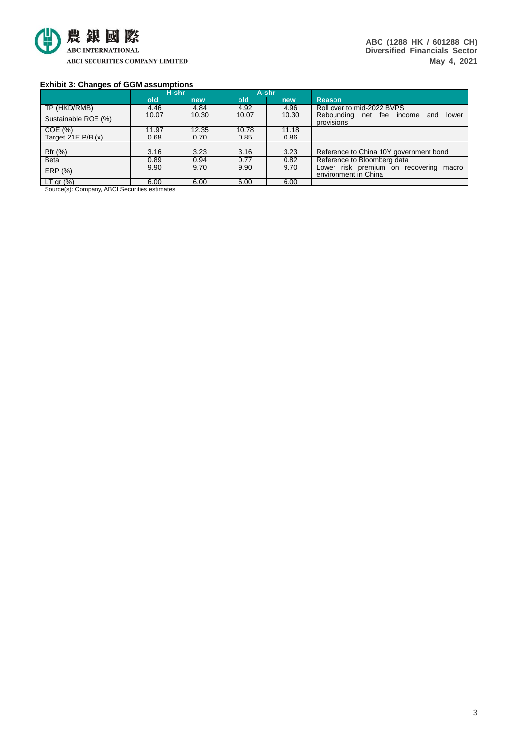**Exhibit 3: Changes of GGM assumptions**

| | H-shr | | A-shr | | |
|---|---|---|---|---|---|
| | old | new | old | new | Reason |
| TP (HKD/RMB) | 4.46 | 4.84 | 4.92 | 4.96 | Roll over to mid-2022 BVPS |
| Sustainable ROE (%) | 10.07 | 10.30 | 10.07 | 10.30 | Rebounding net fee income and lower provisions |
| COE (%) | 11.97 | 12.35 | 10.78 | 11.18 | |
| Target 21E P/B (x) | 0.68 | 0.70 | 0.85 | 0.86 | |
| | | | | | |
| Rfr (%) | 3.16 | 3.23 | 3.16 | 3.23 | Reference to China 10Y government bond |
| Beta | 0.89 | 0.94 | 0.77 | 0.82 | Reference to Bloomberg data |
| ERP (%) | 9.90 | 9.70 | 9.90 | 9.70 | Lower risk premium on recovering macro environment in China |
| LT gr (%) | 6.00 | 6.00 | 6.00 | 6.00 | |

Source(s): Company, ABCI Securities estimates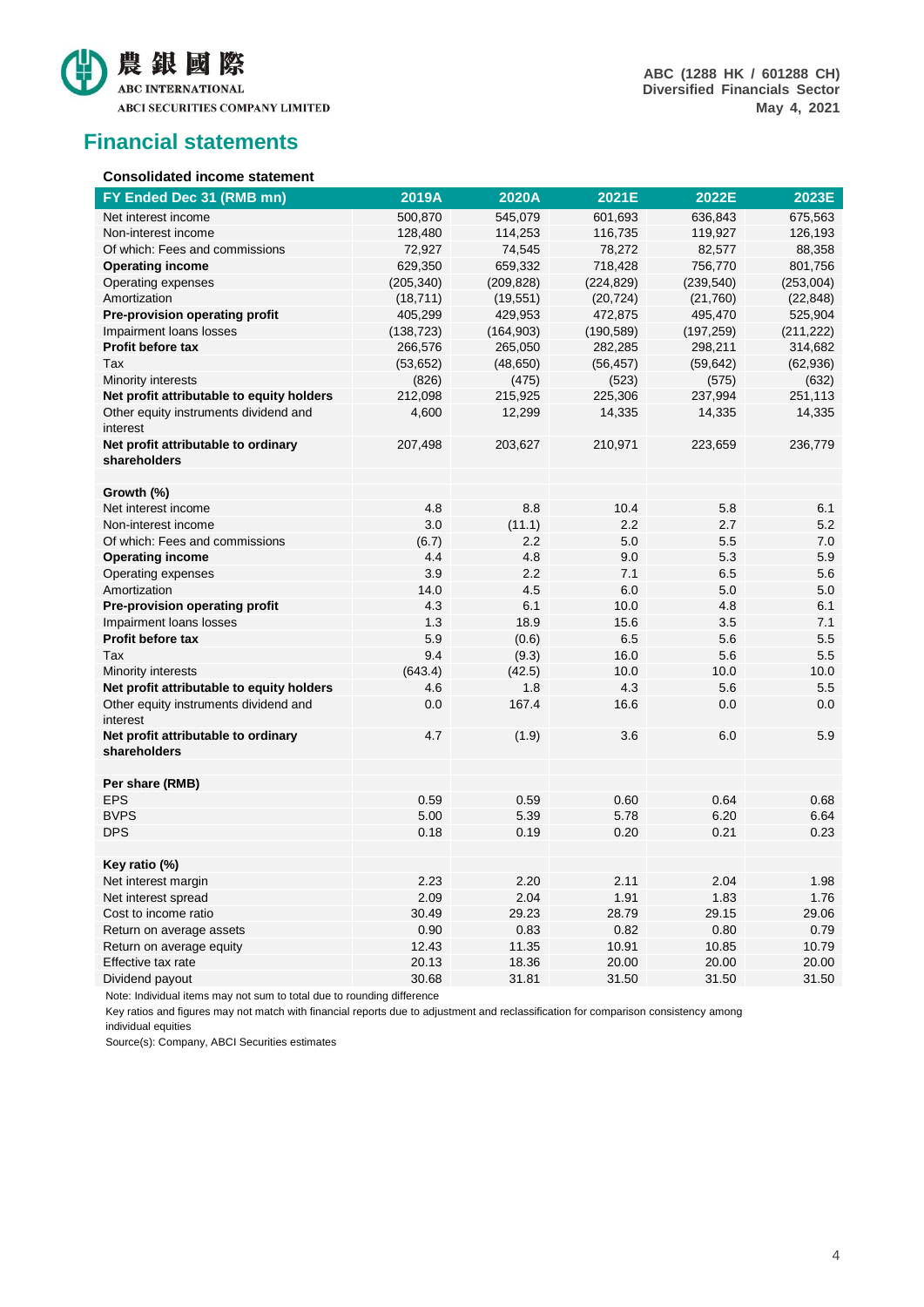## Financial statements

### Consolidated income statement

| FY Ended Dec 31 (RMB mn) | 2019A | 2020A | 2021E | 2022E | 2023E |
|---|---|---|---|---|---|
| Net interest income | 500,870 | 545,079 | 601,693 | 636,843 | 675,563 |
| Non-interest income | 128,480 | 114,253 | 116,735 | 119,927 | 126,193 |
| Of which: Fees and commissions | 72,927 | 74,545 | 78,272 | 82,577 | 88,358 |
| **Operating income** | 629,350 | 659,332 | 718,428 | 756,770 | 801,756 |
| Operating expenses | (205,340) | (209,828) | (224,829) | (239,540) | (253,004) |
| Amortization | (18,711) | (19,551) | (20,724) | (21,760) | (22,848) |
| **Pre-provision operating profit** | 405,299 | 429,953 | 472,875 | 495,470 | 525,904 |
| Impairment loans losses | (138,723) | (164,903) | (190,589) | (197,259) | (211,222) |
| **Profit before tax** | 266,576 | 265,050 | 282,285 | 298,211 | 314,682 |
| Tax | (53,652) | (48,650) | (56,457) | (59,642) | (62,936) |
| Minority interests | (826) | (475) | (523) | (575) | (632) |
| **Net profit attributable to equity holders** | 212,098 | 215,925 | 225,306 | 237,994 | 251,113 |
| Other equity instruments dividend and interest | 4,600 | 12,299 | 14,335 | 14,335 | 14,335 |
| **Net profit attributable to ordinary shareholders** | 207,498 | 203,627 | 210,971 | 223,659 | 236,779 |
| | | | | | |
| **Growth (%)** | | | | | |
| Net interest income | 4.8 | 8.8 | 10.4 | 5.8 | 6.1 |
| Non-interest income | 3.0 | (11.1) | 2.2 | 2.7 | 5.2 |
| Of which: Fees and commissions | (6.7) | 2.2 | 5.0 | 5.5 | 7.0 |
| **Operating income** | 4.4 | 4.8 | 9.0 | 5.3 | 5.9 |
| Operating expenses | 3.9 | 2.2 | 7.1 | 6.5 | 5.6 |
| Amortization | 14.0 | 4.5 | 6.0 | 5.0 | 5.0 |
| **Pre-provision operating profit** | 4.3 | 6.1 | 10.0 | 4.8 | 6.1 |
| Impairment loans losses | 1.3 | 18.9 | 15.6 | 3.5 | 7.1 |
| **Profit before tax** | 5.9 | (0.6) | 6.5 | 5.6 | 5.5 |
| Tax | 9.4 | (9.3) | 16.0 | 5.6 | 5.5 |
| Minority interests | (643.4) | (42.5) | 10.0 | 10.0 | 10.0 |
| **Net profit attributable to equity holders** | 4.6 | 1.8 | 4.3 | 5.6 | 5.5 |
| Other equity instruments dividend and interest | 0.0 | 167.4 | 16.6 | 0.0 | 0.0 |
| **Net profit attributable to ordinary shareholders** | 4.7 | (1.9) | 3.6 | 6.0 | 5.9 |
| | | | | | |
| **Per share (RMB)** | | | | | |
| EPS | 0.59 | 0.59 | 0.60 | 0.64 | 0.68 |
| BVPS | 5.00 | 5.39 | 5.78 | 6.20 | 6.64 |
| DPS | 0.18 | 0.19 | 0.20 | 0.21 | 0.23 |
| | | | | | |
| **Key ratio (%)** | | | | | |
| Net interest margin | 2.23 | 2.20 | 2.11 | 2.04 | 1.98 |
| Net interest spread | 2.09 | 2.04 | 1.91 | 1.83 | 1.76 |
| Cost to income ratio | 30.49 | 29.23 | 28.79 | 29.15 | 29.06 |
| Return on average assets | 0.90 | 0.83 | 0.82 | 0.80 | 0.79 |
| Return on average equity | 12.43 | 11.35 | 10.91 | 10.85 | 10.79 |
| Effective tax rate | 20.13 | 18.36 | 20.00 | 20.00 | 20.00 |
| Dividend payout | 30.68 | 31.81 | 31.50 | 31.50 | 31.50 |

Note: Individual items may not sum to total due to rounding difference

Key ratios and figures may not match with financial reports due to adjustment and reclassification for comparison consistency among individual equities

Source(s): Company, ABCI Securities estimates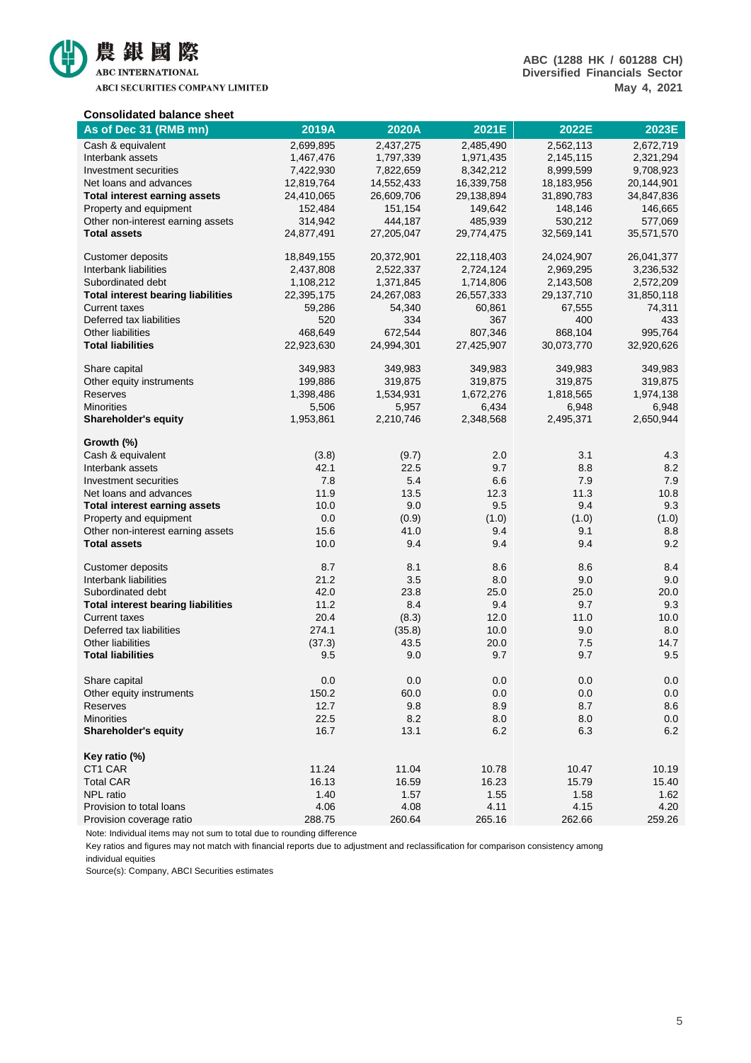## Consolidated balance sheet

| As of Dec 31 (RMB mn) | 2019A | 2020A | 2021E | 2022E | 2023E |
|---|---|---|---|---|---|
| Cash & equivalent | 2,699,895 | 2,437,275 | 2,485,490 | 2,562,113 | 2,672,719 |
| Interbank assets | 1,467,476 | 1,797,339 | 1,971,435 | 2,145,115 | 2,321,294 |
| Investment securities | 7,422,930 | 7,822,659 | 8,342,212 | 8,999,599 | 9,708,923 |
| Net loans and advances | 12,819,764 | 14,552,433 | 16,339,758 | 18,183,956 | 20,144,901 |
| **Total interest earning assets** | 24,410,065 | 26,609,706 | 29,138,894 | 31,890,783 | 34,847,836 |
| Property and equipment | 152,484 | 151,154 | 149,642 | 148,146 | 146,665 |
| Other non-interest earning assets | 314,942 | 444,187 | 485,939 | 530,212 | 577,069 |
| **Total assets** | 24,877,491 | 27,205,047 | 29,774,475 | 32,569,141 | 35,571,570 |
| | | | | | |
| Customer deposits | 18,849,155 | 20,372,901 | 22,118,403 | 24,024,907 | 26,041,377 |
| Interbank liabilities | 2,437,808 | 2,522,337 | 2,724,124 | 2,969,295 | 3,236,532 |
| Subordinated debt | 1,108,212 | 1,371,845 | 1,714,806 | 2,143,508 | 2,572,209 |
| **Total interest bearing liabilities** | 22,395,175 | 24,267,083 | 26,557,333 | 29,137,710 | 31,850,118 |
| Current taxes | 59,286 | 54,340 | 60,861 | 67,555 | 74,311 |
| Deferred tax liabilities | 520 | 334 | 367 | 400 | 433 |
| Other liabilities | 468,649 | 672,544 | 807,346 | 868,104 | 995,764 |
| **Total liabilities** | 22,923,630 | 24,994,301 | 27,425,907 | 30,073,770 | 32,920,626 |
| | | | | | |
| Share capital | 349,983 | 349,983 | 349,983 | 349,983 | 349,983 |
| Other equity instruments | 199,886 | 319,875 | 319,875 | 319,875 | 319,875 |
| Reserves | 1,398,486 | 1,534,931 | 1,672,276 | 1,818,565 | 1,974,138 |
| Minorities | 5,506 | 5,957 | 6,434 | 6,948 | 6,948 |
| **Shareholder's equity** | 1,953,861 | 2,210,746 | 2,348,568 | 2,495,371 | 2,650,944 |
| | | | | | |
| **Growth (%)** | | | | | |
| Cash & equivalent | (3.8) | (9.7) | 2.0 | 3.1 | 4.3 |
| Interbank assets | 42.1 | 22.5 | 9.7 | 8.8 | 8.2 |
| Investment securities | 7.8 | 5.4 | 6.6 | 7.9 | 7.9 |
| Net loans and advances | 11.9 | 13.5 | 12.3 | 11.3 | 10.8 |
| **Total interest earning assets** | 10.0 | 9.0 | 9.5 | 9.4 | 9.3 |
| Property and equipment | 0.0 | (0.9) | (1.0) | (1.0) | (1.0) |
| Other non-interest earning assets | 15.6 | 41.0 | 9.4 | 9.1 | 8.8 |
| **Total assets** | 10.0 | 9.4 | 9.4 | 9.4 | 9.2 |
| | | | | | |
| Customer deposits | 8.7 | 8.1 | 8.6 | 8.6 | 8.4 |
| Interbank liabilities | 21.2 | 3.5 | 8.0 | 9.0 | 9.0 |
| Subordinated debt | 42.0 | 23.8 | 25.0 | 25.0 | 20.0 |
| **Total interest bearing liabilities** | 11.2 | 8.4 | 9.4 | 9.7 | 9.3 |
| Current taxes | 20.4 | (8.3) | 12.0 | 11.0 | 10.0 |
| Deferred tax liabilities | 274.1 | (35.8) | 10.0 | 9.0 | 8.0 |
| Other liabilities | (37.3) | 43.5 | 20.0 | 7.5 | 14.7 |
| **Total liabilities** | 9.5 | 9.0 | 9.7 | 9.7 | 9.5 |
| | | | | | |
| Share capital | 0.0 | 0.0 | 0.0 | 0.0 | 0.0 |
| Other equity instruments | 150.2 | 60.0 | 0.0 | 0.0 | 0.0 |
| Reserves | 12.7 | 9.8 | 8.9 | 8.7 | 8.6 |
| Minorities | 22.5 | 8.2 | 8.0 | 8.0 | 0.0 |
| **Shareholder's equity** | 16.7 | 13.1 | 6.2 | 6.3 | 6.2 |
| | | | | | |
| **Key ratio (%)** | | | | | |
| CT1 CAR | 11.24 | 11.04 | 10.78 | 10.47 | 10.19 |
| Total CAR | 16.13 | 16.59 | 16.23 | 15.79 | 15.40 |
| NPL ratio | 1.40 | 1.57 | 1.55 | 1.58 | 1.62 |
| Provision to total loans | 4.06 | 4.08 | 4.11 | 4.15 | 4.20 |
| Provision coverage ratio | 288.75 | 260.64 | 265.16 | 262.66 | 259.26 |

Note: Individual items may not sum to total due to rounding difference

Key ratios and figures may not match with financial reports due to adjustment and reclassification for comparison consistency among individual equities

Source(s): Company, ABCI Securities estimates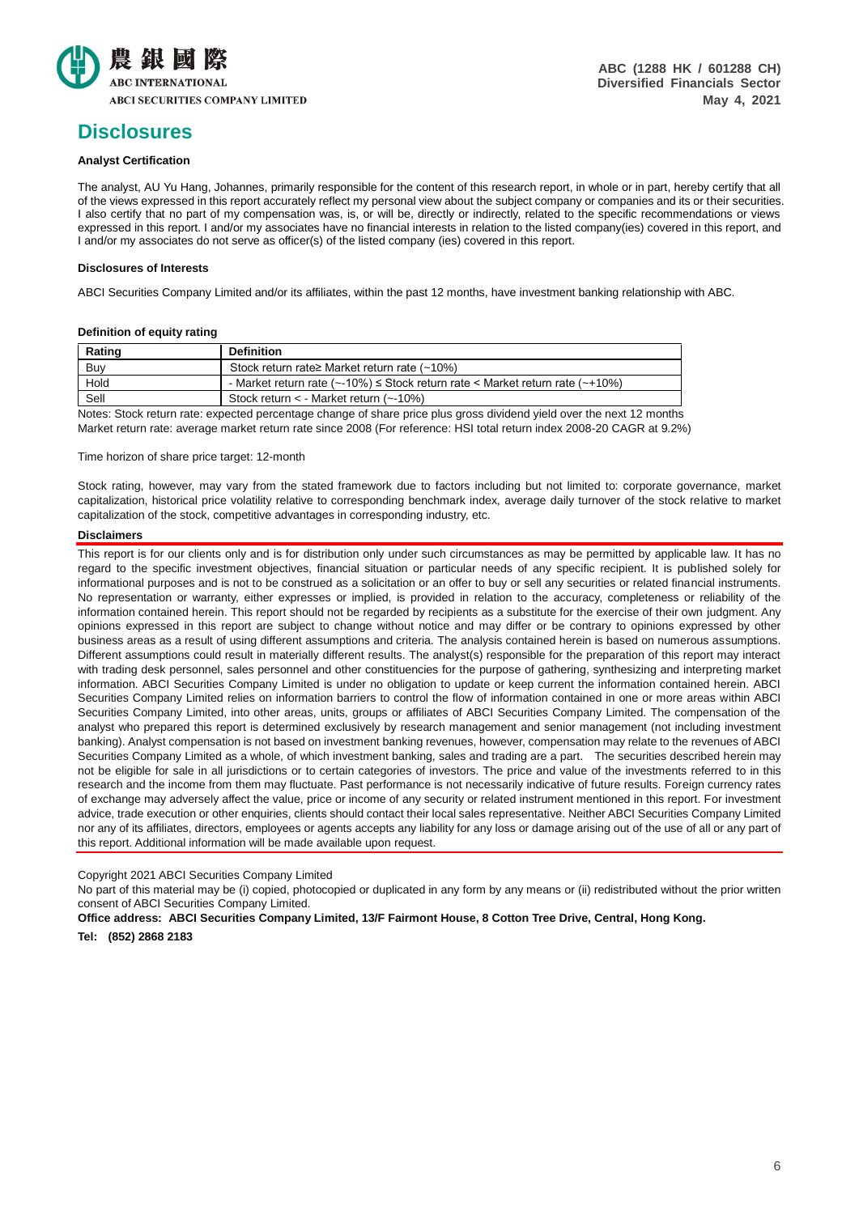# Disclosures

**Analyst Certification**

The analyst, AU Yu Hang, Johannes, primarily responsible for the content of this research report, in whole or in part, hereby certify that all of the views expressed in this report accurately reflect my personal view about the subject company or companies and its or their securities. I also certify that no part of my compensation was, is, or will be, directly or indirectly, related to the specific recommendations or views expressed in this report. I and/or my associates have no financial interests in relation to the listed company(ies) covered in this report, and I and/or my associates do not serve as officer(s) of the listed company (ies) covered in this report.

**Disclosures of Interests**

ABCI Securities Company Limited and/or its affiliates, within the past 12 months, have investment banking relationship with ABC.

**Definition of equity rating**

| Rating | Definition |
| --- | --- |
| Buy | Stock return rate≥ Market return rate (~10%) |
| Hold | - Market return rate (~-10%) ≤ Stock return rate < Market return rate (~+10%) |
| Sell | Stock return < - Market return (~-10%) |

Notes: Stock return rate: expected percentage change of share price plus gross dividend yield over the next 12 months
Market return rate: average market return rate since 2008 (For reference: HSI total return index 2008-20 CAGR at 9.2%)

Time horizon of share price target: 12-month

Stock rating, however, may vary from the stated framework due to factors including but not limited to: corporate governance, market capitalization, historical price volatility relative to corresponding benchmark index, average daily turnover of the stock relative to market capitalization of the stock, competitive advantages in corresponding industry, etc.

**Disclaimers**

This report is for our clients only and is for distribution only under such circumstances as may be permitted by applicable law. It has no regard to the specific investment objectives, financial situation or particular needs of any specific recipient. It is published solely for informational purposes and is not to be construed as a solicitation or an offer to buy or sell any securities or related financial instruments. No representation or warranty, either expresses or implied, is provided in relation to the accuracy, completeness or reliability of the information contained herein. This report should not be regarded by recipients as a substitute for the exercise of their own judgment. Any opinions expressed in this report are subject to change without notice and may differ or be contrary to opinions expressed by other business areas as a result of using different assumptions and criteria. The analysis contained herein is based on numerous assumptions. Different assumptions could result in materially different results. The analyst(s) responsible for the preparation of this report may interact with trading desk personnel, sales personnel and other constituencies for the purpose of gathering, synthesizing and interpreting market information. ABCI Securities Company Limited is under no obligation to update or keep current the information contained herein. ABCI Securities Company Limited relies on information barriers to control the flow of information contained in one or more areas within ABCI Securities Company Limited, into other areas, units, groups or affiliates of ABCI Securities Company Limited. The compensation of the analyst who prepared this report is determined exclusively by research management and senior management (not including investment banking). Analyst compensation is not based on investment banking revenues, however, compensation may relate to the revenues of ABCI Securities Company Limited as a whole, of which investment banking, sales and trading are a part. The securities described herein may not be eligible for sale in all jurisdictions or to certain categories of investors. The price and value of the investments referred to in this research and the income from them may fluctuate. Past performance is not necessarily indicative of future results. Foreign currency rates of exchange may adversely affect the value, price or income of any security or related instrument mentioned in this report. For investment advice, trade execution or other enquiries, clients should contact their local sales representative. Neither ABCI Securities Company Limited nor any of its affiliates, directors, employees or agents accepts any liability for any loss or damage arising out of the use of all or any part of this report. Additional information will be made available upon request.

Copyright 2021 ABCI Securities Company Limited

No part of this material may be (i) copied, photocopied or duplicated in any form by any means or (ii) redistributed without the prior written consent of ABCI Securities Company Limited.

**Office address: ABCI Securities Company Limited, 13/F Fairmont House, 8 Cotton Tree Drive, Central, Hong Kong.**

**Tel: (852) 2868 2183**